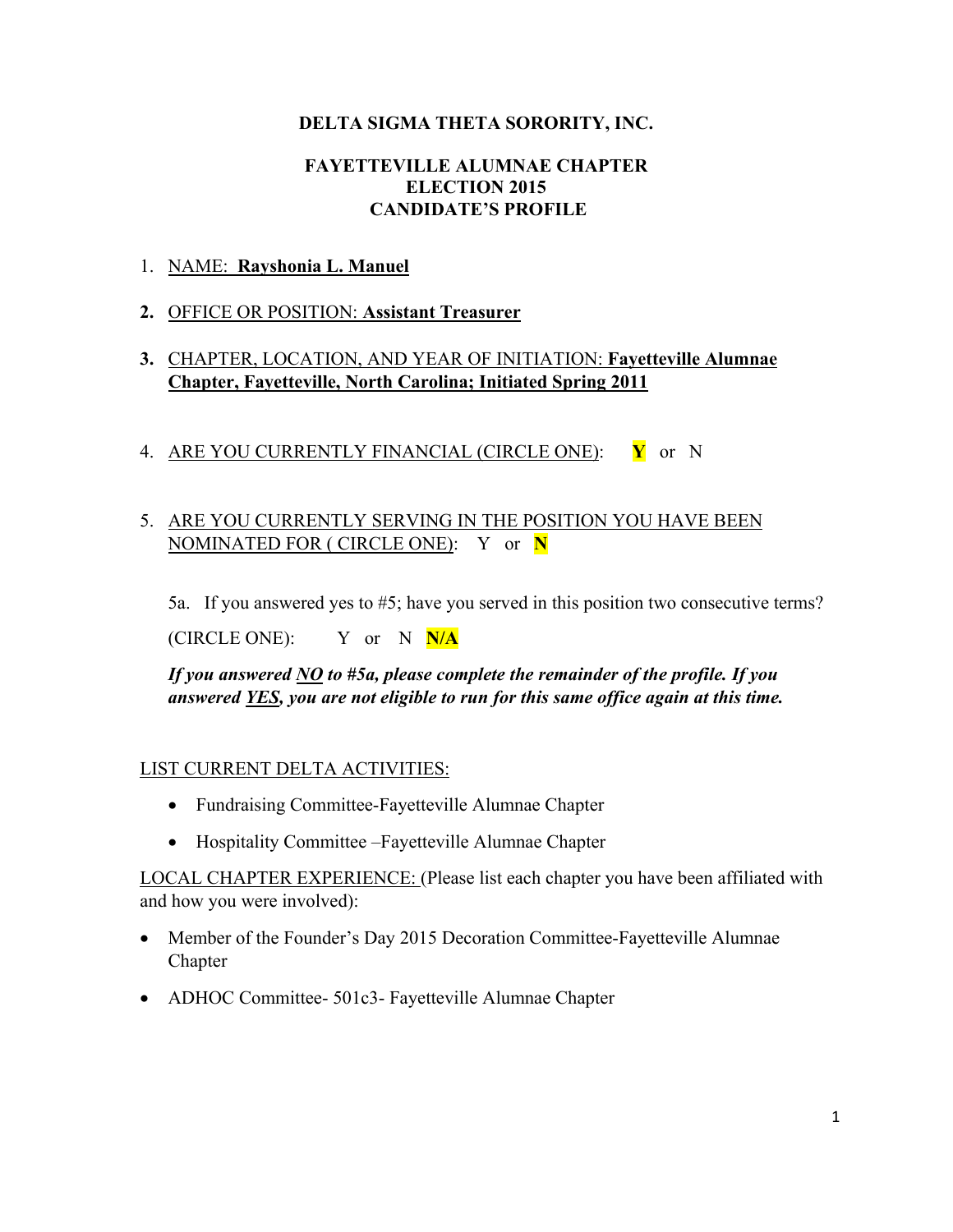**DELTA SIGMA THETA SORORITY, INC.**

**FAYETTEVILLE ALUMNAE CHAPTER**
**ELECTION 2015**
**CANDIDATE'S PROFILE**

1. NAME: **Rayshonia L. Manuel**

2. OFFICE OR POSITION: **Assistant Treasurer**

3. CHAPTER, LOCATION, AND YEAR OF INITIATION: **Fayetteville Alumnae Chapter, Fayetteville, North Carolina; Initiated Spring 2011**

4. ARE YOU CURRENTLY FINANCIAL (CIRCLE ONE): **Y** or N

5. ARE YOU CURRENTLY SERVING IN THE POSITION YOU HAVE BEEN NOMINATED FOR ( CIRCLE ONE): Y or **N**

   5a. If you answered yes to #5; have you served in this position two consecutive terms?

   (CIRCLE ONE): Y or N **N/A**

   ***If you answered NO to #5a, please complete the remainder of the profile. If you answered YES, you are not eligible to run for this same office again at this time.***

LIST CURRENT DELTA ACTIVITIES:

- Fundraising Committee-Fayetteville Alumnae Chapter
- Hospitality Committee –Fayetteville Alumnae Chapter

LOCAL CHAPTER EXPERIENCE: (Please list each chapter you have been affiliated with and how you were involved):

- Member of the Founder's Day 2015 Decoration Committee-Fayetteville Alumnae Chapter
- ADHOC Committee- 501c3- Fayetteville Alumnae Chapter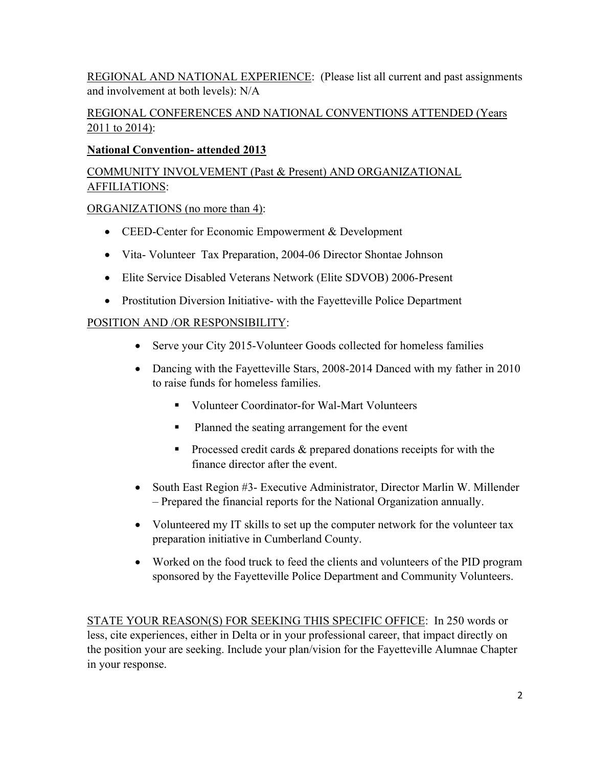REGIONAL AND NATIONAL EXPERIENCE: (Please list all current and past assignments and involvement at both levels): N/A

REGIONAL CONFERENCES AND NATIONAL CONVENTIONS ATTENDED (Years 2011 to 2014):

**National Convention- attended 2013**

COMMUNITY INVOLVEMENT (Past & Present) AND ORGANIZATIONAL AFFILIATIONS:

ORGANIZATIONS (no more than 4):

- CEED-Center for Economic Empowerment & Development
- Vita- Volunteer Tax Preparation, 2004-06 Director Shontae Johnson
- Elite Service Disabled Veterans Network (Elite SDVOB) 2006-Present
- Prostitution Diversion Initiative- with the Fayetteville Police Department

POSITION AND /OR RESPONSIBILITY:

- Serve your City 2015-Volunteer Goods collected for homeless families
- Dancing with the Fayetteville Stars, 2008-2014 Danced with my father in 2010 to raise funds for homeless families.
    - Volunteer Coordinator-for Wal-Mart Volunteers
    - Planned the seating arrangement for the event
    - Processed credit cards & prepared donations receipts for with the finance director after the event.
- South East Region #3- Executive Administrator, Director Marlin W. Millender – Prepared the financial reports for the National Organization annually.
- Volunteered my IT skills to set up the computer network for the volunteer tax preparation initiative in Cumberland County.
- Worked on the food truck to feed the clients and volunteers of the PID program sponsored by the Fayetteville Police Department and Community Volunteers.

STATE YOUR REASON(S) FOR SEEKING THIS SPECIFIC OFFICE: In 250 words or less, cite experiences, either in Delta or in your professional career, that impact directly on the position your are seeking. Include your plan/vision for the Fayetteville Alumnae Chapter in your response.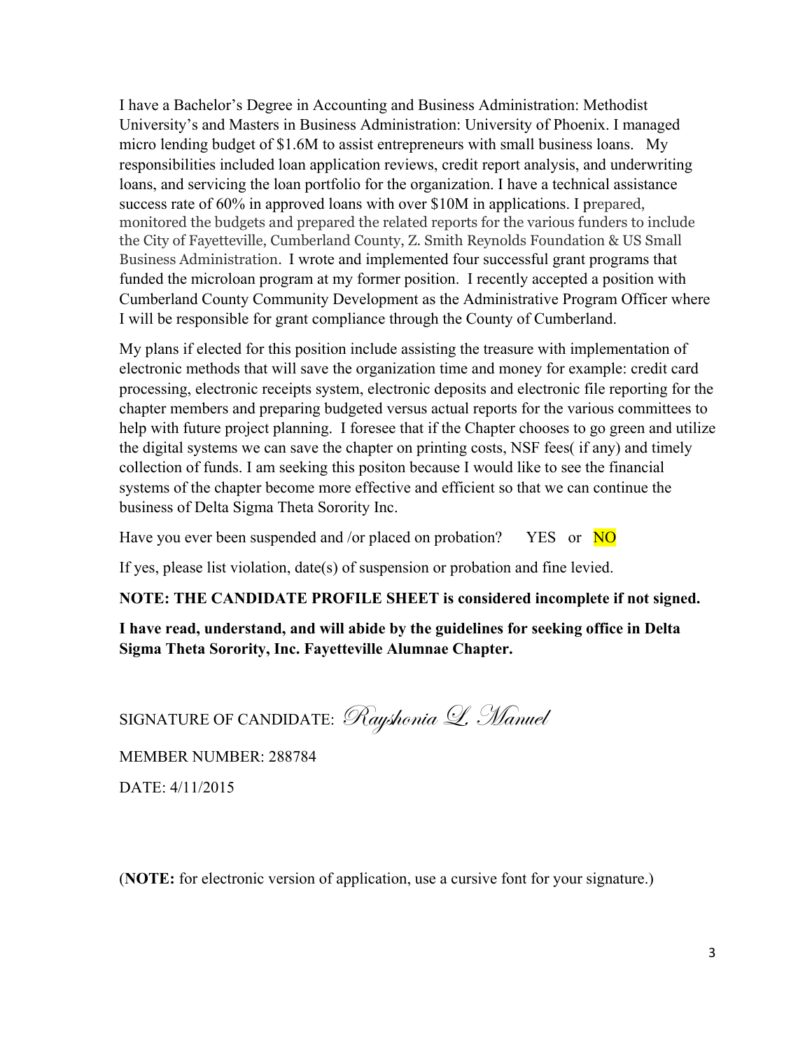I have a Bachelor's Degree in Accounting and Business Administration: Methodist University's and Masters in Business Administration: University of Phoenix. I managed micro lending budget of $1.6M to assist entrepreneurs with small business loans. My responsibilities included loan application reviews, credit report analysis, and underwriting loans, and servicing the loan portfolio for the organization. I have a technical assistance success rate of 60% in approved loans with over $10M in applications. I prepared, monitored the budgets and prepared the related reports for the various funders to include the City of Fayetteville, Cumberland County, Z. Smith Reynolds Foundation & US Small Business Administration. I wrote and implemented four successful grant programs that funded the microloan program at my former position. I recently accepted a position with Cumberland County Community Development as the Administrative Program Officer where I will be responsible for grant compliance through the County of Cumberland.

My plans if elected for this position include assisting the treasure with implementation of electronic methods that will save the organization time and money for example: credit card processing, electronic receipts system, electronic deposits and electronic file reporting for the chapter members and preparing budgeted versus actual reports for the various committees to help with future project planning. I foresee that if the Chapter chooses to go green and utilize the digital systems we can save the chapter on printing costs, NSF fees( if any) and timely collection of funds. I am seeking this positon because I would like to see the financial systems of the chapter become more effective and efficient so that we can continue the business of Delta Sigma Theta Sorority Inc.

Have you ever been suspended and /or placed on probation? YES or NO

If yes, please list violation, date(s) of suspension or probation and fine levied.

**NOTE: THE CANDIDATE PROFILE SHEET is considered incomplete if not signed.**

**I have read, understand, and will abide by the guidelines for seeking office in Delta Sigma Theta Sorority, Inc. Fayetteville Alumnae Chapter.**

SIGNATURE OF CANDIDATE: *Rayshonia L. Manuel*

MEMBER NUMBER: 288784

DATE: 4/11/2015

(**NOTE:** for electronic version of application, use a cursive font for your signature.)